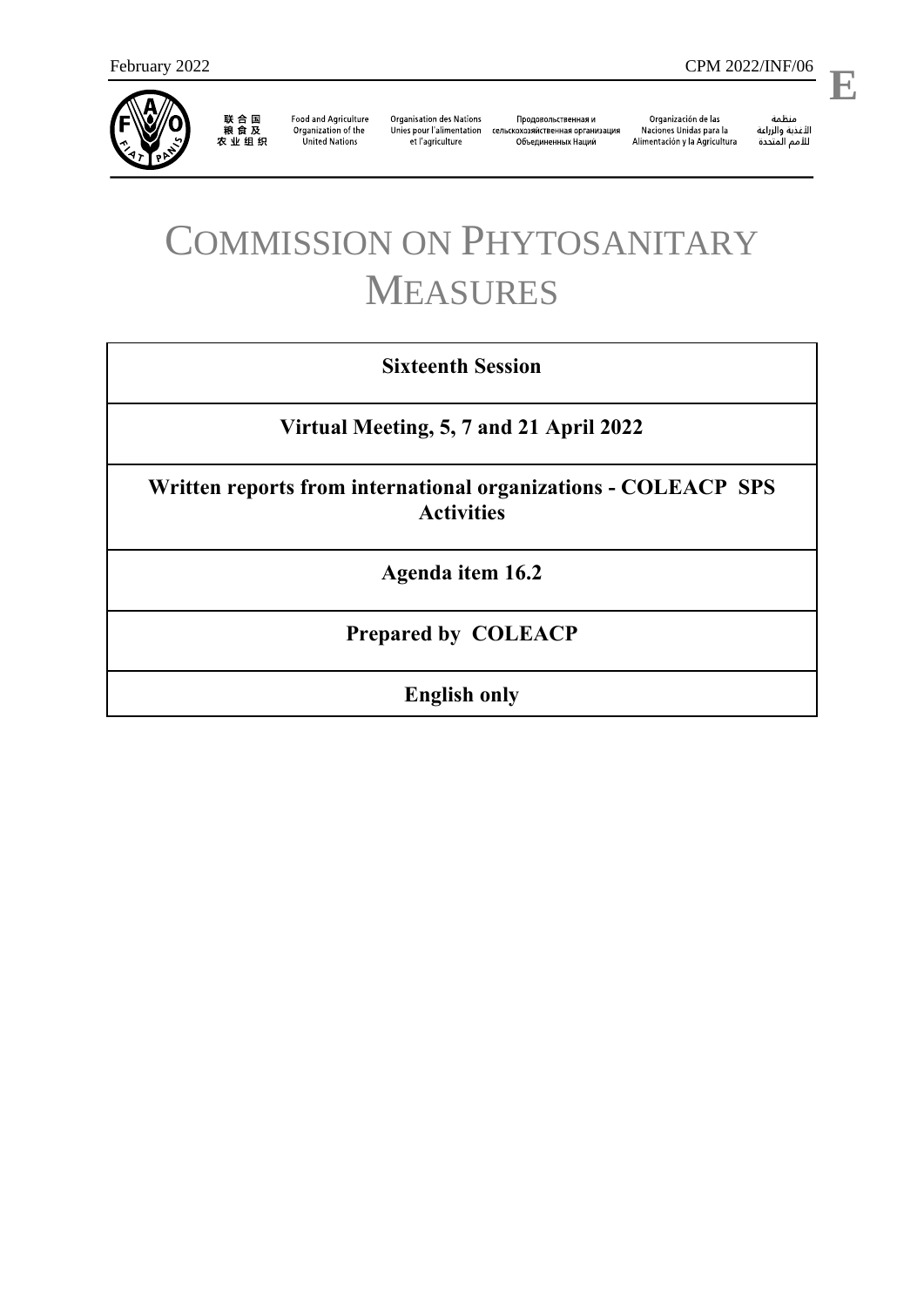February 2022 CPM 2022/INF/06

**E**

联合国粮食及农业组织 | Food and Agriculture Organization of the United Nations | Organisation des Nations Unies pour l'alimentation et l'agriculture | Продовольственная и сельскохозяйственная организация Объединенных Наций | Organización de las Naciones Unidas para la Alimentación y la Agricultura | منظمة الأغذية والزراعة للأمم المتحدة

# COMMISSION ON PHYTOSANITARY MEASURES

| **Sixteenth Session** |
|---|
| **Virtual Meeting, 5, 7 and 21 April 2022** |
| **Written reports from international organizations - COLEACP SPS Activities** |
| **Agenda item 16.2** |
| **Prepared by COLEACP** |
| **English only** |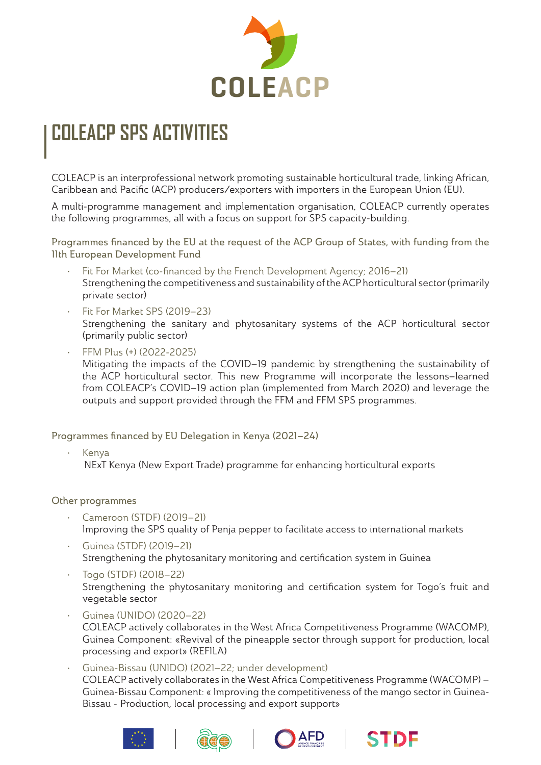# COLEACP SPS ACTIVITIES

COLEACP is an interprofessional network promoting sustainable horticultural trade, linking African, Caribbean and Pacific (ACP) producers/exporters with importers in the European Union (EU).

A multi-programme management and implementation organisation, COLEACP currently operates the following programmes, all with a focus on support for SPS capacity-building.

Programmes financed by the EU at the request of the ACP Group of States, with funding from the 11th European Development Fund

- Fit For Market (co-financed by the French Development Agency; 2016–21)
  Strengthening the competitiveness and sustainability of the ACP horticultural sector (primarily private sector)
- Fit For Market SPS (2019–23)
  Strengthening the sanitary and phytosanitary systems of the ACP horticultural sector (primarily public sector)
- FFM Plus (+) (2022-2025)
  Mitigating the impacts of the COVID–19 pandemic by strengthening the sustainability of the ACP horticultural sector. This new Programme will incorporate the lessons–learned from COLEACP's COVID–19 action plan (implemented from March 2020) and leverage the outputs and support provided through the FFM and FFM SPS programmes.

Programmes financed by EU Delegation in Kenya (2021–24)

- Kenya
  NExT Kenya (New Export Trade) programme for enhancing horticultural exports

Other programmes

- Cameroon (STDF) (2019–21)
  Improving the SPS quality of Penja pepper to facilitate access to international markets
- Guinea (STDF) (2019–21)
  Strengthening the phytosanitary monitoring and certification system in Guinea
- Togo (STDF) (2018–22)
  Strengthening the phytosanitary monitoring and certification system for Togo's fruit and vegetable sector
- Guinea (UNIDO) (2020–22)
  COLEACP actively collaborates in the West Africa Competitiveness Programme (WACOMP), Guinea Component: «Revival of the pineapple sector through support for production, local processing and export» (REFILA)
- Guinea-Bissau (UNIDO) (2021–22; under development)
  COLEACP actively collaborates in the West Africa Competitiveness Programme (WACOMP) – Guinea-Bissau Component: « Improving the competitiveness of the mango sector in Guinea-Bissau - Production, local processing and export support»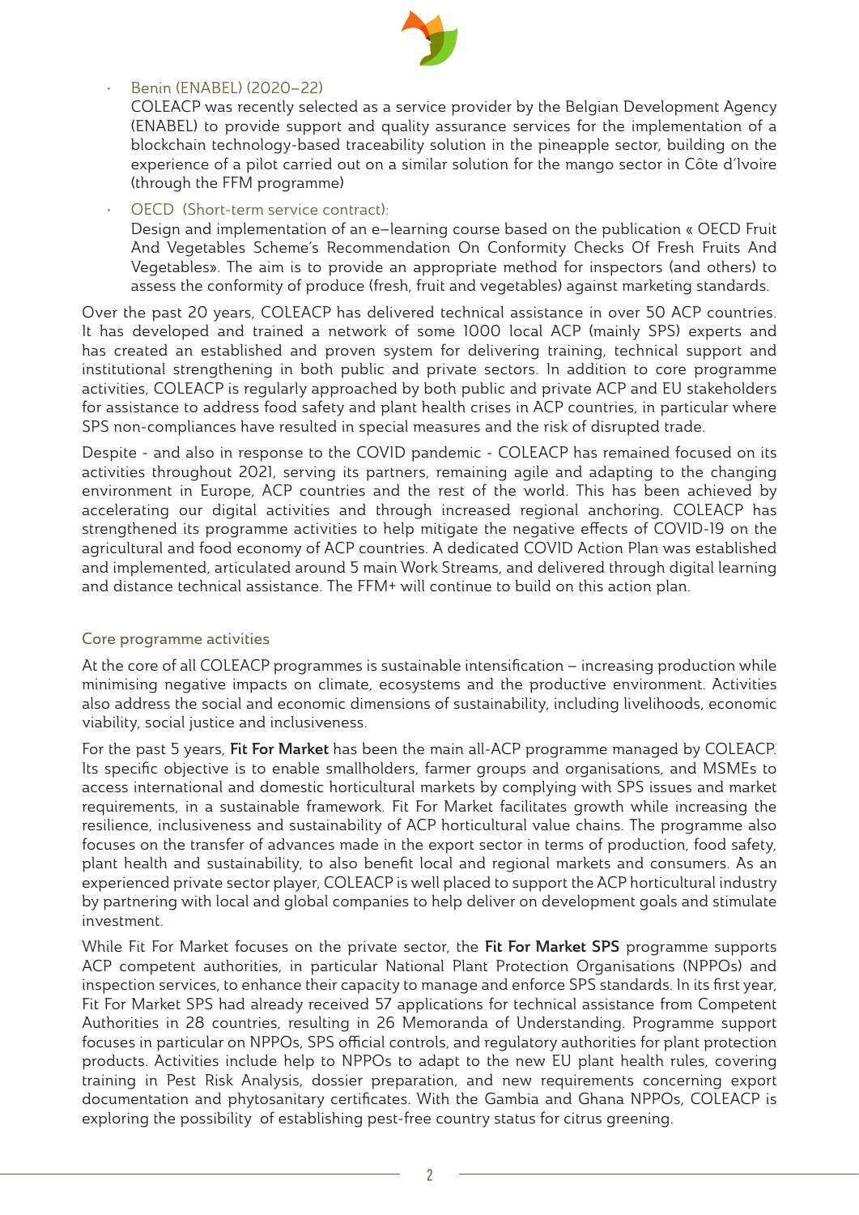- Benin (ENABEL) (2020–22)
  COLEACP was recently selected as a service provider by the Belgian Development Agency (ENABEL) to provide support and quality assurance services for the implementation of a blockchain technology-based traceability solution in the pineapple sector, building on the experience of a pilot carried out on a similar solution for the mango sector in Côte d'Ivoire (through the FFM programme)

- OECD (Short-term service contract):
  Design and implementation of an e–learning course based on the publication « OECD Fruit And Vegetables Scheme's Recommendation On Conformity Checks Of Fresh Fruits And Vegetables». The aim is to provide an appropriate method for inspectors (and others) to assess the conformity of produce (fresh, fruit and vegetables) against marketing standards.

Over the past 20 years, COLEACP has delivered technical assistance in over 50 ACP countries. It has developed and trained a network of some 1000 local ACP (mainly SPS) experts and has created an established and proven system for delivering training, technical support and institutional strengthening in both public and private sectors. In addition to core programme activities, COLEACP is regularly approached by both public and private ACP and EU stakeholders for assistance to address food safety and plant health crises in ACP countries, in particular where SPS non-compliances have resulted in special measures and the risk of disrupted trade.

Despite - and also in response to the COVID pandemic - COLEACP has remained focused on its activities throughout 2021, serving its partners, remaining agile and adapting to the changing environment in Europe, ACP countries and the rest of the world. This has been achieved by accelerating our digital activities and through increased regional anchoring. COLEACP has strengthened its programme activities to help mitigate the negative effects of COVID-19 on the agricultural and food economy of ACP countries. A dedicated COVID Action Plan was established and implemented, articulated around 5 main Work Streams, and delivered through digital learning and distance technical assistance. The FFM+ will continue to build on this action plan.

## Core programme activities

At the core of all COLEACP programmes is sustainable intensification – increasing production while minimising negative impacts on climate, ecosystems and the productive environment. Activities also address the social and economic dimensions of sustainability, including livelihoods, economic viability, social justice and inclusiveness.

For the past 5 years, **Fit For Market** has been the main all-ACP programme managed by COLEACP. Its specific objective is to enable smallholders, farmer groups and organisations, and MSMEs to access international and domestic horticultural markets by complying with SPS issues and market requirements, in a sustainable framework. Fit For Market facilitates growth while increasing the resilience, inclusiveness and sustainability of ACP horticultural value chains. The programme also focuses on the transfer of advances made in the export sector in terms of production, food safety, plant health and sustainability, to also benefit local and regional markets and consumers. As an experienced private sector player, COLEACP is well placed to support the ACP horticultural industry by partnering with local and global companies to help deliver on development goals and stimulate investment.

While Fit For Market focuses on the private sector, the **Fit For Market SPS** programme supports ACP competent authorities, in particular National Plant Protection Organisations (NPPOs) and inspection services, to enhance their capacity to manage and enforce SPS standards. In its first year, Fit For Market SPS had already received 57 applications for technical assistance from Competent Authorities in 28 countries, resulting in 26 Memoranda of Understanding. Programme support focuses in particular on NPPOs, SPS official controls, and regulatory authorities for plant protection products. Activities include help to NPPOs to adapt to the new EU plant health rules, covering training in Pest Risk Analysis, dossier preparation, and new requirements concerning export documentation and phytosanitary certificates. With the Gambia and Ghana NPPOs, COLEACP is exploring the possibility of establishing pest-free country status for citrus greening.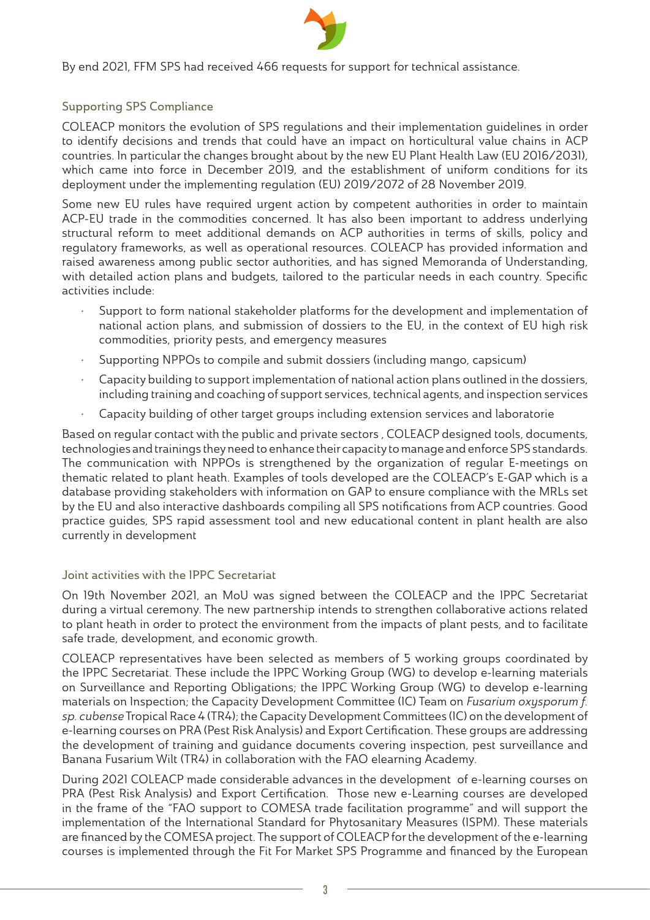By end 2021, FFM SPS had received 466 requests for support for technical assistance.

### Supporting SPS Compliance

COLEACP monitors the evolution of SPS regulations and their implementation guidelines in order to identify decisions and trends that could have an impact on horticultural value chains in ACP countries. In particular the changes brought about by the new EU Plant Health Law (EU 2016/2031), which came into force in December 2019, and the establishment of uniform conditions for its deployment under the implementing regulation (EU) 2019/2072 of 28 November 2019.

Some new EU rules have required urgent action by competent authorities in order to maintain ACP-EU trade in the commodities concerned. It has also been important to address underlying structural reform to meet additional demands on ACP authorities in terms of skills, policy and regulatory frameworks, as well as operational resources. COLEACP has provided information and raised awareness among public sector authorities, and has signed Memoranda of Understanding, with detailed action plans and budgets, tailored to the particular needs in each country. Specific activities include:

- Support to form national stakeholder platforms for the development and implementation of national action plans, and submission of dossiers to the EU, in the context of EU high risk commodities, priority pests, and emergency measures
- Supporting NPPOs to compile and submit dossiers (including mango, capsicum)
- Capacity building to support implementation of national action plans outlined in the dossiers, including training and coaching of support services, technical agents, and inspection services
- Capacity building of other target groups including extension services and laboratorie

Based on regular contact with the public and private sectors , COLEACP designed tools, documents, technologies and trainings they need to enhance their capacity to manage and enforce SPS standards. The communication with NPPOs is strengthened by the organization of regular E-meetings on thematic related to plant heath. Examples of tools developed are the COLEACP's E-GAP which is a database providing stakeholders with information on GAP to ensure compliance with the MRLs set by the EU and also interactive dashboards compiling all SPS notifications from ACP countries. Good practice guides, SPS rapid assessment tool and new educational content in plant health are also currently in development

### Joint activities with the IPPC Secretariat

On 19th November 2021, an MoU was signed between the COLEACP and the IPPC Secretariat during a virtual ceremony. The new partnership intends to strengthen collaborative actions related to plant heath in order to protect the environment from the impacts of plant pests, and to facilitate safe trade, development, and economic growth.

COLEACP representatives have been selected as members of 5 working groups coordinated by the IPPC Secretariat. These include the IPPC Working Group (WG) to develop e-learning materials on Surveillance and Reporting Obligations; the IPPC Working Group (WG) to develop e-learning materials on Inspection; the Capacity Development Committee (IC) Team on *Fusarium oxysporum f. sp. cubense* Tropical Race 4 (TR4); the Capacity Development Committees (IC) on the development of e-learning courses on PRA (Pest Risk Analysis) and Export Certification. These groups are addressing the development of training and guidance documents covering inspection, pest surveillance and Banana Fusarium Wilt (TR4) in collaboration with the FAO elearning Academy.

During 2021 COLEACP made considerable advances in the development of e-learning courses on PRA (Pest Risk Analysis) and Export Certification. Those new e-Learning courses are developed in the frame of the "FAO support to COMESA trade facilitation programme" and will support the implementation of the International Standard for Phytosanitary Measures (ISPM). These materials are financed by the COMESA project. The support of COLEACP for the development of the e-learning courses is implemented through the Fit For Market SPS Programme and financed by the European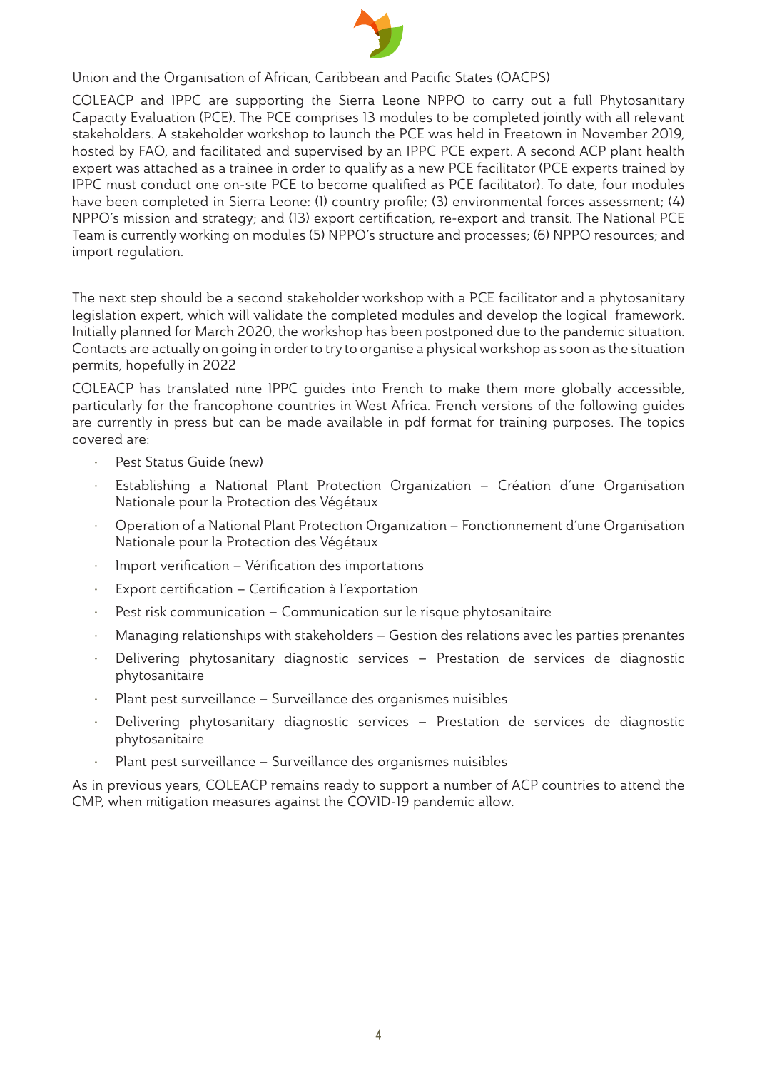Union and the Organisation of African, Caribbean and Pacific States (OACPS)

COLEACP and IPPC are supporting the Sierra Leone NPPO to carry out a full Phytosanitary Capacity Evaluation (PCE). The PCE comprises 13 modules to be completed jointly with all relevant stakeholders. A stakeholder workshop to launch the PCE was held in Freetown in November 2019, hosted by FAO, and facilitated and supervised by an IPPC PCE expert. A second ACP plant health expert was attached as a trainee in order to qualify as a new PCE facilitator (PCE experts trained by IPPC must conduct one on-site PCE to become qualified as PCE facilitator). To date, four modules have been completed in Sierra Leone: (1) country profile; (3) environmental forces assessment; (4) NPPO's mission and strategy; and (13) export certification, re-export and transit. The National PCE Team is currently working on modules (5) NPPO's structure and processes; (6) NPPO resources; and import regulation.

The next step should be a second stakeholder workshop with a PCE facilitator and a phytosanitary legislation expert, which will validate the completed modules and develop the logical framework. Initially planned for March 2020, the workshop has been postponed due to the pandemic situation. Contacts are actually on going in order to try to organise a physical workshop as soon as the situation permits, hopefully in 2022

COLEACP has translated nine IPPC guides into French to make them more globally accessible, particularly for the francophone countries in West Africa. French versions of the following guides are currently in press but can be made available in pdf format for training purposes. The topics covered are:

- Pest Status Guide (new)
- Establishing a National Plant Protection Organization – Création d'une Organisation Nationale pour la Protection des Végétaux
- Operation of a National Plant Protection Organization – Fonctionnement d'une Organisation Nationale pour la Protection des Végétaux
- Import verification – Vérification des importations
- Export certification – Certification à l'exportation
- Pest risk communication – Communication sur le risque phytosanitaire
- Managing relationships with stakeholders – Gestion des relations avec les parties prenantes
- Delivering phytosanitary diagnostic services – Prestation de services de diagnostic phytosanitaire
- Plant pest surveillance – Surveillance des organismes nuisibles
- Delivering phytosanitary diagnostic services – Prestation de services de diagnostic phytosanitaire
- Plant pest surveillance – Surveillance des organismes nuisibles

As in previous years, COLEACP remains ready to support a number of ACP countries to attend the CMP, when mitigation measures against the COVID-19 pandemic allow.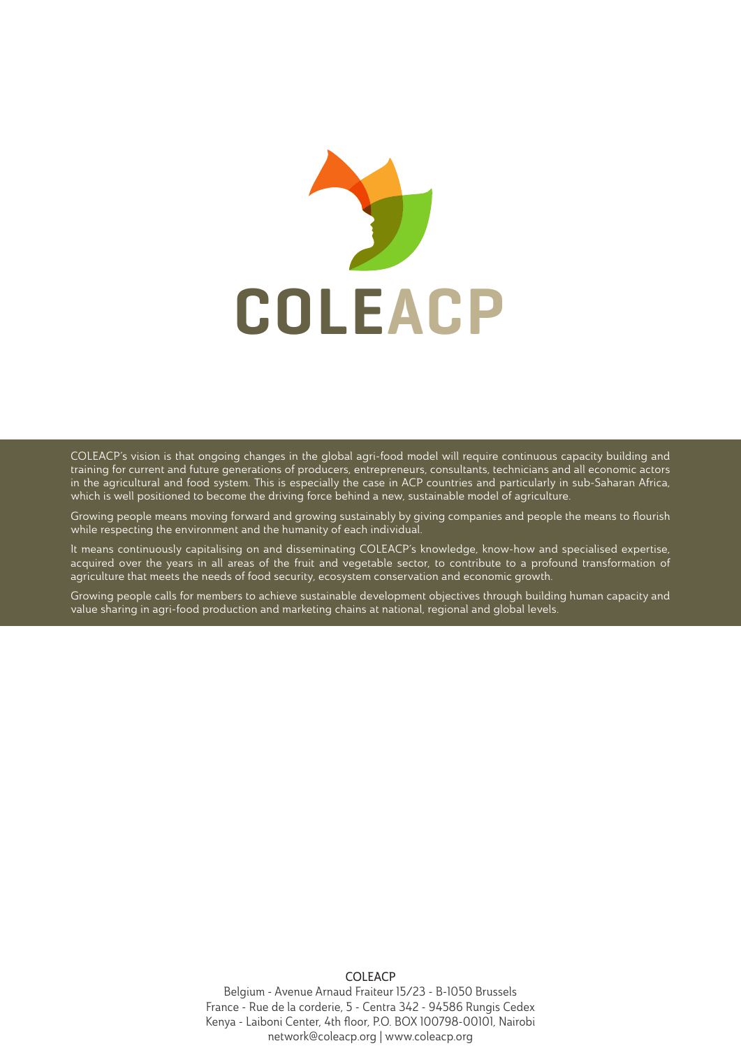COLEACP

COLEACP's vision is that ongoing changes in the global agri-food model will require continuous capacity building and training for current and future generations of producers, entrepreneurs, consultants, technicians and all economic actors in the agricultural and food system. This is especially the case in ACP countries and particularly in sub-Saharan Africa, which is well positioned to become the driving force behind a new, sustainable model of agriculture.

Growing people means moving forward and growing sustainably by giving companies and people the means to flourish while respecting the environment and the humanity of each individual.

It means continuously capitalising on and disseminating COLEACP's knowledge, know-how and specialised expertise, acquired over the years in all areas of the fruit and vegetable sector, to contribute to a profound transformation of agriculture that meets the needs of food security, ecosystem conservation and economic growth.

Growing people calls for members to achieve sustainable development objectives through building human capacity and value sharing in agri-food production and marketing chains at national, regional and global levels.

COLEACP
Belgium - Avenue Arnaud Fraiteur 15/23 - B-1050 Brussels
France - Rue de la corderie, 5 - Centra 342 - 94586 Rungis Cedex
Kenya - Laiboni Center, 4th floor, P.O. BOX 100798-00101, Nairobi
network@coleacp.org | www.coleacp.org